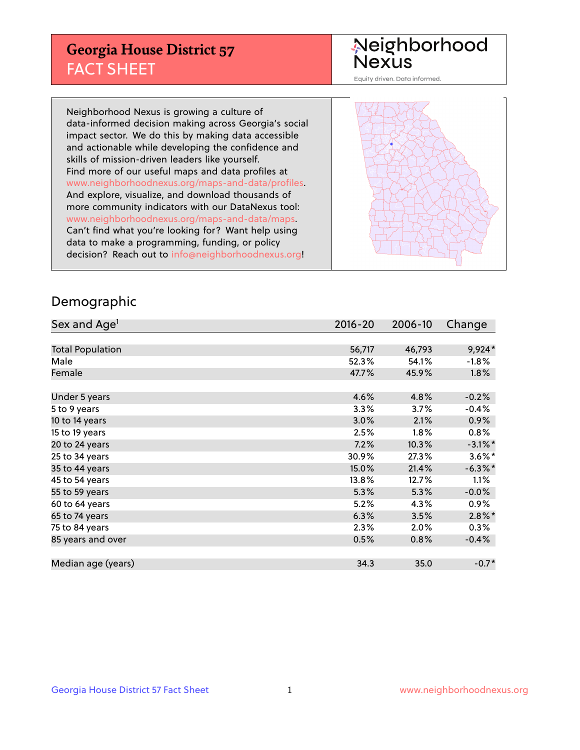# Georgia House District 57
## FACT SHEET

Neighborhood Nexus

Equity driven. Data informed.

Neighborhood Nexus is growing a culture of data-informed decision making across Georgia's social impact sector. We do this by making data accessible and actionable while developing the confidence and skills of mission-driven leaders like yourself. Find more of our useful maps and data profiles at www.neighborhoodnexus.org/maps-and-data/profiles. And explore, visualize, and download thousands of more community indicators with our DataNexus tool: www.neighborhoodnexus.org/maps-and-data/maps. Can't find what you're looking for? Want help using data to make a programming, funding, or policy decision? Reach out to info@neighborhoodnexus.org!

## Demographic

| Sex and Age[1] | 2016-20 | 2006-10 | Change |
|---|---|---|---|
| Total Population | 56,717 | 46,793 | 9,924* |
| Male | 52.3% | 54.1% | -1.8% |
| Female | 47.7% | 45.9% | 1.8% |
| | | | |
| Under 5 years | 4.6% | 4.8% | -0.2% |
| 5 to 9 years | 3.3% | 3.7% | -0.4% |
| 10 to 14 years | 3.0% | 2.1% | 0.9% |
| 15 to 19 years | 2.5% | 1.8% | 0.8% |
| 20 to 24 years | 7.2% | 10.3% | -3.1%* |
| 25 to 34 years | 30.9% | 27.3% | 3.6%* |
| 35 to 44 years | 15.0% | 21.4% | -6.3%* |
| 45 to 54 years | 13.8% | 12.7% | 1.1% |
| 55 to 59 years | 5.3% | 5.3% | -0.0% |
| 60 to 64 years | 5.2% | 4.3% | 0.9% |
| 65 to 74 years | 6.3% | 3.5% | 2.8%* |
| 75 to 84 years | 2.3% | 2.0% | 0.3% |
| 85 years and over | 0.5% | 0.8% | -0.4% |
| | | | |
| Median age (years) | 34.3 | 35.0 | -0.7* |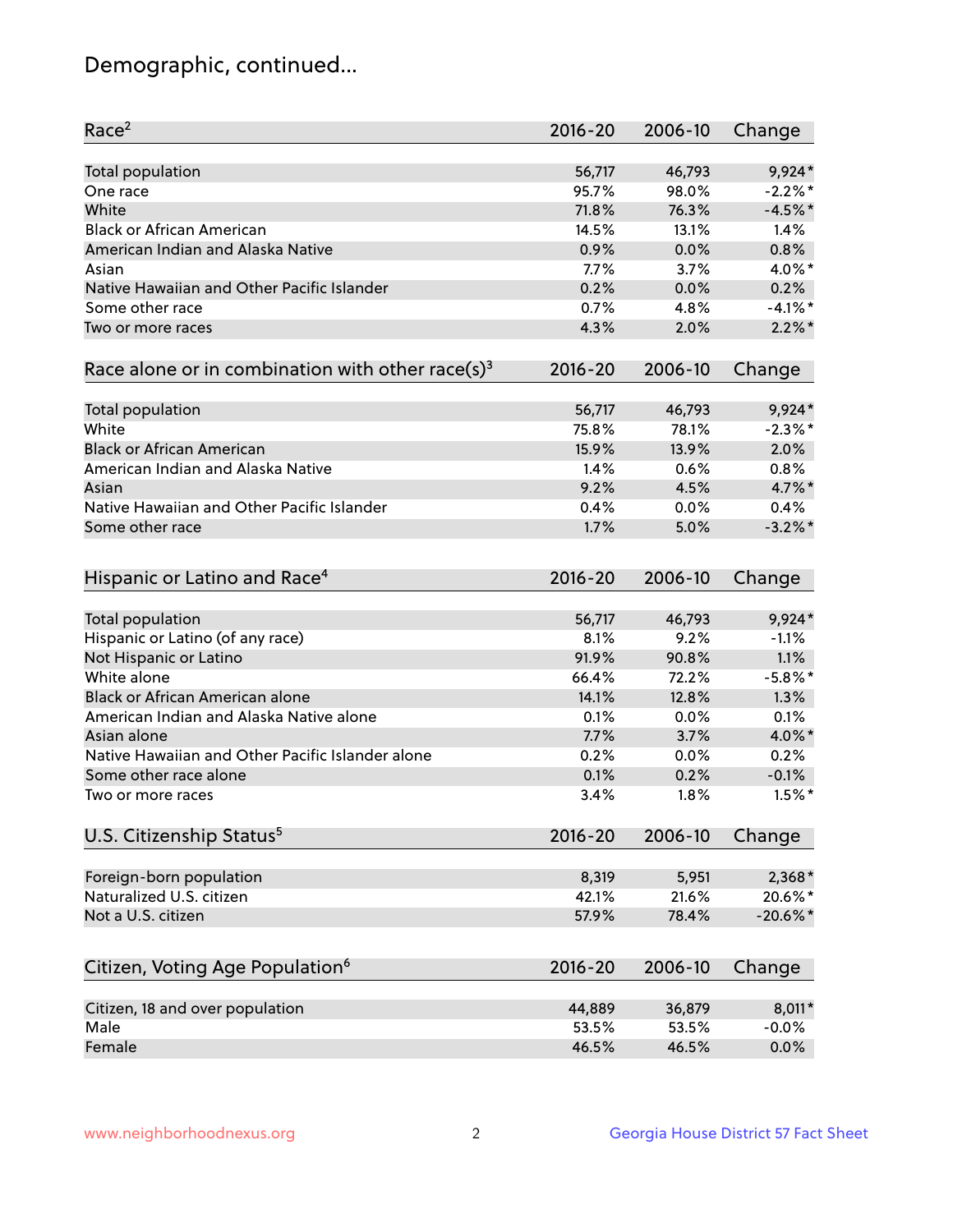# Demographic, continued...

| Race[2] | 2016-20 | 2006-10 | Change |
|---|---|---|---|
| Total population | 56,717 | 46,793 | 9,924* |
| One race | 95.7% | 98.0% | -2.2%* |
| White | 71.8% | 76.3% | -4.5%* |
| Black or African American | 14.5% | 13.1% | 1.4% |
| American Indian and Alaska Native | 0.9% | 0.0% | 0.8% |
| Asian | 7.7% | 3.7% | 4.0%* |
| Native Hawaiian and Other Pacific Islander | 0.2% | 0.0% | 0.2% |
| Some other race | 0.7% | 4.8% | -4.1%* |
| Two or more races | 4.3% | 2.0% | 2.2%* |

| Race alone or in combination with other race(s)[3] | 2016-20 | 2006-10 | Change |
|---|---|---|---|
| Total population | 56,717 | 46,793 | 9,924* |
| White | 75.8% | 78.1% | -2.3%* |
| Black or African American | 15.9% | 13.9% | 2.0% |
| American Indian and Alaska Native | 1.4% | 0.6% | 0.8% |
| Asian | 9.2% | 4.5% | 4.7%* |
| Native Hawaiian and Other Pacific Islander | 0.4% | 0.0% | 0.4% |
| Some other race | 1.7% | 5.0% | -3.2%* |

| Hispanic or Latino and Race[4] | 2016-20 | 2006-10 | Change |
|---|---|---|---|
| Total population | 56,717 | 46,793 | 9,924* |
| Hispanic or Latino (of any race) | 8.1% | 9.2% | -1.1% |
| Not Hispanic or Latino | 91.9% | 90.8% | 1.1% |
| White alone | 66.4% | 72.2% | -5.8%* |
| Black or African American alone | 14.1% | 12.8% | 1.3% |
| American Indian and Alaska Native alone | 0.1% | 0.0% | 0.1% |
| Asian alone | 7.7% | 3.7% | 4.0%* |
| Native Hawaiian and Other Pacific Islander alone | 0.2% | 0.0% | 0.2% |
| Some other race alone | 0.1% | 0.2% | -0.1% |
| Two or more races | 3.4% | 1.8% | 1.5%* |

| U.S. Citizenship Status[5] | 2016-20 | 2006-10 | Change |
|---|---|---|---|
| Foreign-born population | 8,319 | 5,951 | 2,368* |
| Naturalized U.S. citizen | 42.1% | 21.6% | 20.6%* |
| Not a U.S. citizen | 57.9% | 78.4% | -20.6%* |

| Citizen, Voting Age Population[6] | 2016-20 | 2006-10 | Change |
|---|---|---|---|
| Citizen, 18 and over population | 44,889 | 36,879 | 8,011* |
| Male | 53.5% | 53.5% | -0.0% |
| Female | 46.5% | 46.5% | 0.0% |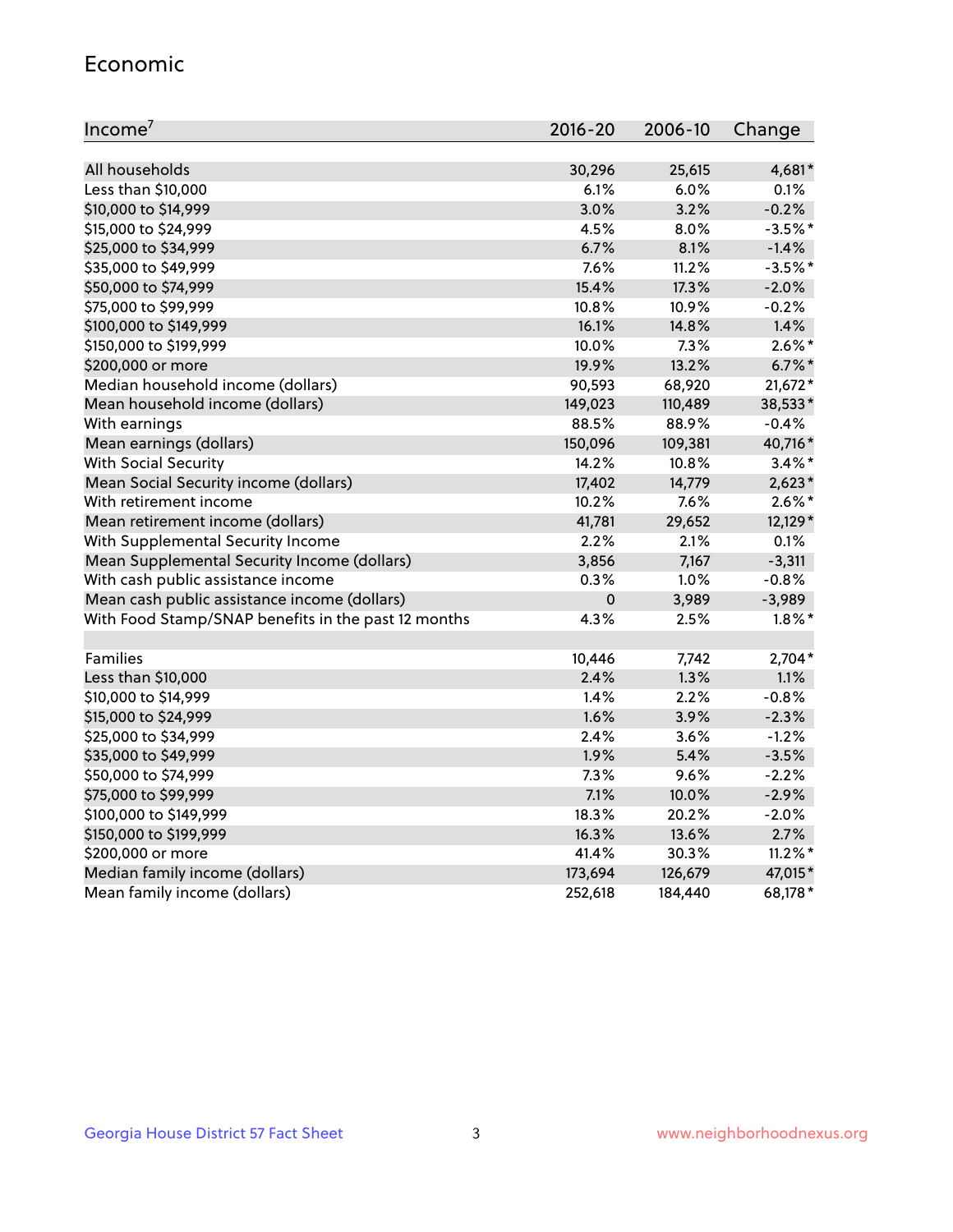## Economic

| Income[7] | 2016-20 | 2006-10 | Change |
|---|---|---|---|
| All households | 30,296 | 25,615 | 4,681* |
| Less than $10,000 | 6.1% | 6.0% | 0.1% |
| $10,000 to $14,999 | 3.0% | 3.2% | -0.2% |
| $15,000 to $24,999 | 4.5% | 8.0% | -3.5%* |
| $25,000 to $34,999 | 6.7% | 8.1% | -1.4% |
| $35,000 to $49,999 | 7.6% | 11.2% | -3.5%* |
| $50,000 to $74,999 | 15.4% | 17.3% | -2.0% |
| $75,000 to $99,999 | 10.8% | 10.9% | -0.2% |
| $100,000 to $149,999 | 16.1% | 14.8% | 1.4% |
| $150,000 to $199,999 | 10.0% | 7.3% | 2.6%* |
| $200,000 or more | 19.9% | 13.2% | 6.7%* |
| Median household income (dollars) | 90,593 | 68,920 | 21,672* |
| Mean household income (dollars) | 149,023 | 110,489 | 38,533* |
| With earnings | 88.5% | 88.9% | -0.4% |
| Mean earnings (dollars) | 150,096 | 109,381 | 40,716* |
| With Social Security | 14.2% | 10.8% | 3.4%* |
| Mean Social Security income (dollars) | 17,402 | 14,779 | 2,623* |
| With retirement income | 10.2% | 7.6% | 2.6%* |
| Mean retirement income (dollars) | 41,781 | 29,652 | 12,129* |
| With Supplemental Security Income | 2.2% | 2.1% | 0.1% |
| Mean Supplemental Security Income (dollars) | 3,856 | 7,167 | -3,311 |
| With cash public assistance income | 0.3% | 1.0% | -0.8% |
| Mean cash public assistance income (dollars) | 0 | 3,989 | -3,989 |
| With Food Stamp/SNAP benefits in the past 12 months | 4.3% | 2.5% | 1.8%* |
| | | | |
| Families | 10,446 | 7,742 | 2,704* |
| Less than $10,000 | 2.4% | 1.3% | 1.1% |
| $10,000 to $14,999 | 1.4% | 2.2% | -0.8% |
| $15,000 to $24,999 | 1.6% | 3.9% | -2.3% |
| $25,000 to $34,999 | 2.4% | 3.6% | -1.2% |
| $35,000 to $49,999 | 1.9% | 5.4% | -3.5% |
| $50,000 to $74,999 | 7.3% | 9.6% | -2.2% |
| $75,000 to $99,999 | 7.1% | 10.0% | -2.9% |
| $100,000 to $149,999 | 18.3% | 20.2% | -2.0% |
| $150,000 to $199,999 | 16.3% | 13.6% | 2.7% |
| $200,000 or more | 41.4% | 30.3% | 11.2%* |
| Median family income (dollars) | 173,694 | 126,679 | 47,015* |
| Mean family income (dollars) | 252,618 | 184,440 | 68,178* |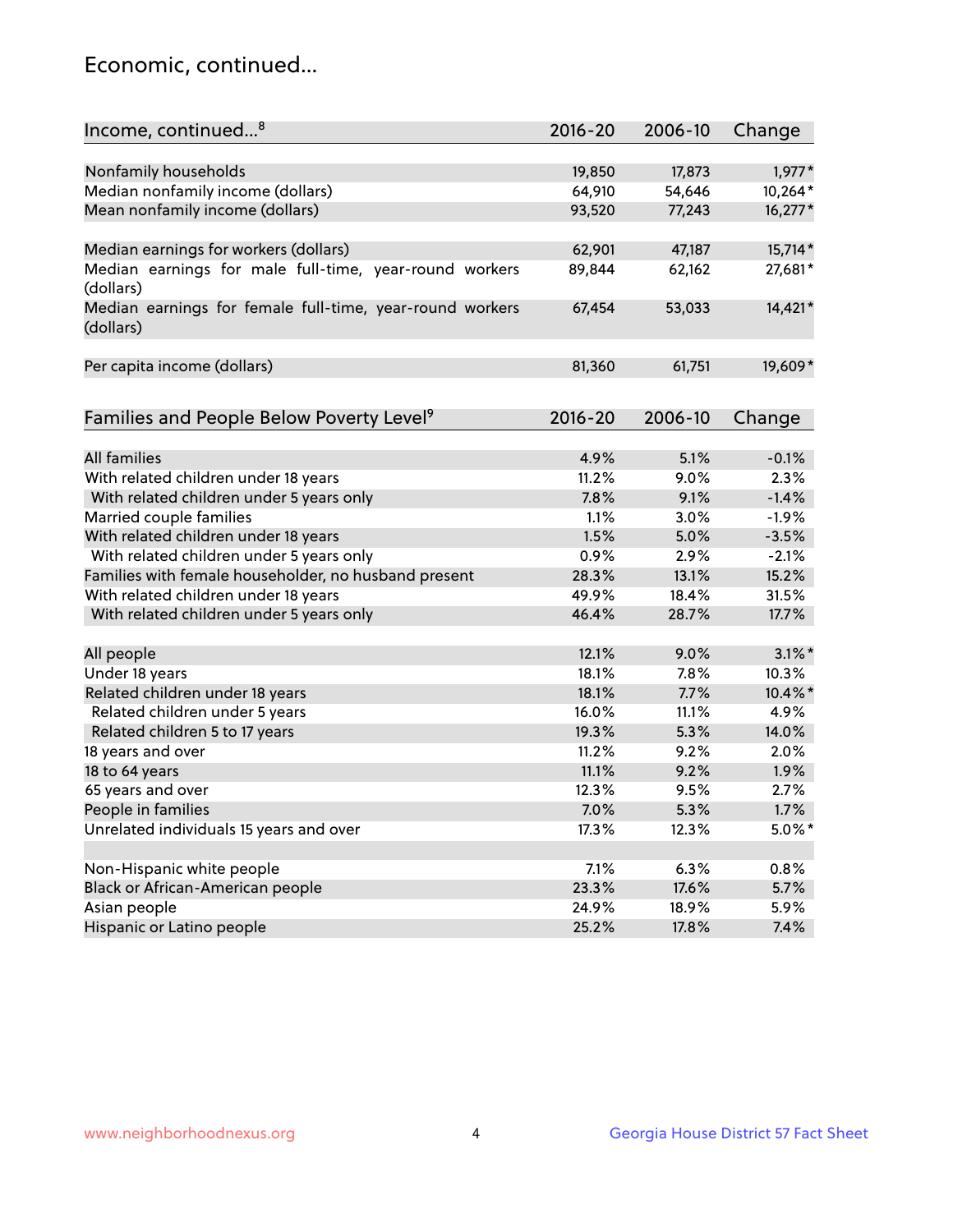## Economic, continued...

| Income, continued...[8] | 2016-20 | 2006-10 | Change |
|---|---|---|---|
| Nonfamily households | 19,850 | 17,873 | 1,977* |
| Median nonfamily income (dollars) | 64,910 | 54,646 | 10,264* |
| Mean nonfamily income (dollars) | 93,520 | 77,243 | 16,277* |
| Median earnings for workers (dollars) | 62,901 | 47,187 | 15,714* |
| Median earnings for male full-time, year-round workers (dollars) | 89,844 | 62,162 | 27,681* |
| Median earnings for female full-time, year-round workers (dollars) | 67,454 | 53,033 | 14,421* |
| Per capita income (dollars) | 81,360 | 61,751 | 19,609* |

| Families and People Below Poverty Level[9] | 2016-20 | 2006-10 | Change |
|---|---|---|---|
| All families | 4.9% | 5.1% | -0.1% |
| With related children under 18 years | 11.2% | 9.0% | 2.3% |
| With related children under 5 years only | 7.8% | 9.1% | -1.4% |
| Married couple families | 1.1% | 3.0% | -1.9% |
| With related children under 18 years | 1.5% | 5.0% | -3.5% |
| With related children under 5 years only | 0.9% | 2.9% | -2.1% |
| Families with female householder, no husband present | 28.3% | 13.1% | 15.2% |
| With related children under 18 years | 49.9% | 18.4% | 31.5% |
| With related children under 5 years only | 46.4% | 28.7% | 17.7% |
| All people | 12.1% | 9.0% | 3.1%* |
| Under 18 years | 18.1% | 7.8% | 10.3% |
| Related children under 18 years | 18.1% | 7.7% | 10.4%* |
| Related children under 5 years | 16.0% | 11.1% | 4.9% |
| Related children 5 to 17 years | 19.3% | 5.3% | 14.0% |
| 18 years and over | 11.2% | 9.2% | 2.0% |
| 18 to 64 years | 11.1% | 9.2% | 1.9% |
| 65 years and over | 12.3% | 9.5% | 2.7% |
| People in families | 7.0% | 5.3% | 1.7% |
| Unrelated individuals 15 years and over | 17.3% | 12.3% | 5.0%* |
| Non-Hispanic white people | 7.1% | 6.3% | 0.8% |
| Black or African-American people | 23.3% | 17.6% | 5.7% |
| Asian people | 24.9% | 18.9% | 5.9% |
| Hispanic or Latino people | 25.2% | 17.8% | 7.4% |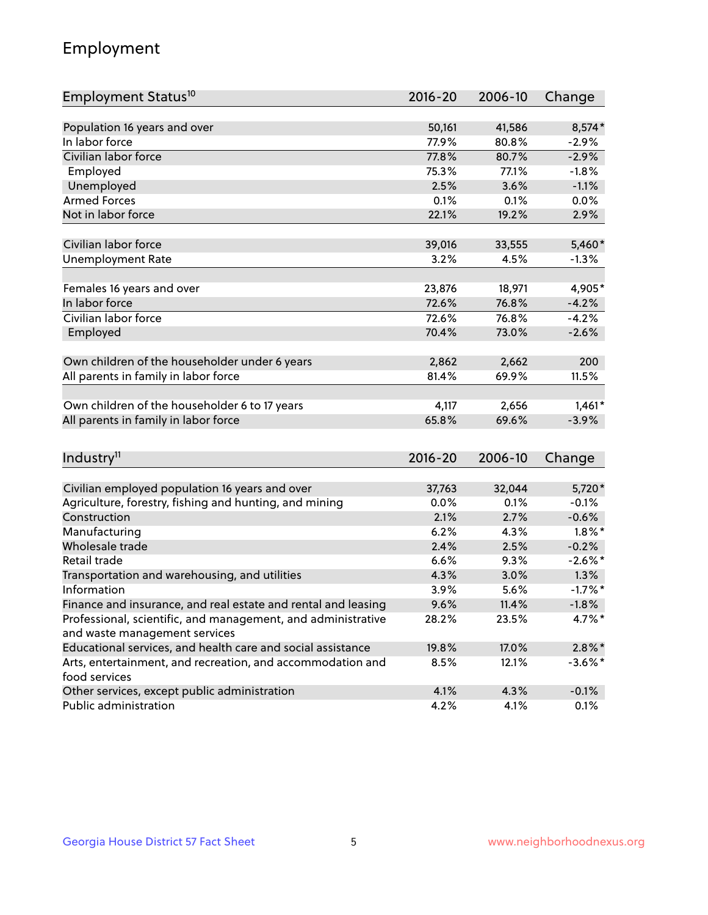## Employment

| Employment Status[10] | 2016-20 | 2006-10 | Change |
|---|---|---|---|
| Population 16 years and over | 50,161 | 41,586 | 8,574* |
| In labor force | 77.9% | 80.8% | -2.9% |
| Civilian labor force | 77.8% | 80.7% | -2.9% |
| Employed | 75.3% | 77.1% | -1.8% |
| Unemployed | 2.5% | 3.6% | -1.1% |
| Armed Forces | 0.1% | 0.1% | 0.0% |
| Not in labor force | 22.1% | 19.2% | 2.9% |
| | | | |
| Civilian labor force | 39,016 | 33,555 | 5,460* |
| Unemployment Rate | 3.2% | 4.5% | -1.3% |
| | | | |
| Females 16 years and over | 23,876 | 18,971 | 4,905* |
| In labor force | 72.6% | 76.8% | -4.2% |
| Civilian labor force | 72.6% | 76.8% | -4.2% |
| Employed | 70.4% | 73.0% | -2.6% |
| | | | |
| Own children of the householder under 6 years | 2,862 | 2,662 | 200 |
| All parents in family in labor force | 81.4% | 69.9% | 11.5% |
| | | | |
| Own children of the householder 6 to 17 years | 4,117 | 2,656 | 1,461* |
| All parents in family in labor force | 65.8% | 69.6% | -3.9% |

| Industry[11] | 2016-20 | 2006-10 | Change |
|---|---|---|---|
| Civilian employed population 16 years and over | 37,763 | 32,044 | 5,720* |
| Agriculture, forestry, fishing and hunting, and mining | 0.0% | 0.1% | -0.1% |
| Construction | 2.1% | 2.7% | -0.6% |
| Manufacturing | 6.2% | 4.3% | 1.8%* |
| Wholesale trade | 2.4% | 2.5% | -0.2% |
| Retail trade | 6.6% | 9.3% | -2.6%* |
| Transportation and warehousing, and utilities | 4.3% | 3.0% | 1.3% |
| Information | 3.9% | 5.6% | -1.7%* |
| Finance and insurance, and real estate and rental and leasing | 9.6% | 11.4% | -1.8% |
| Professional, scientific, and management, and administrative and waste management services | 28.2% | 23.5% | 4.7%* |
| Educational services, and health care and social assistance | 19.8% | 17.0% | 2.8%* |
| Arts, entertainment, and recreation, and accommodation and food services | 8.5% | 12.1% | -3.6%* |
| Other services, except public administration | 4.1% | 4.3% | -0.1% |
| Public administration | 4.2% | 4.1% | 0.1% |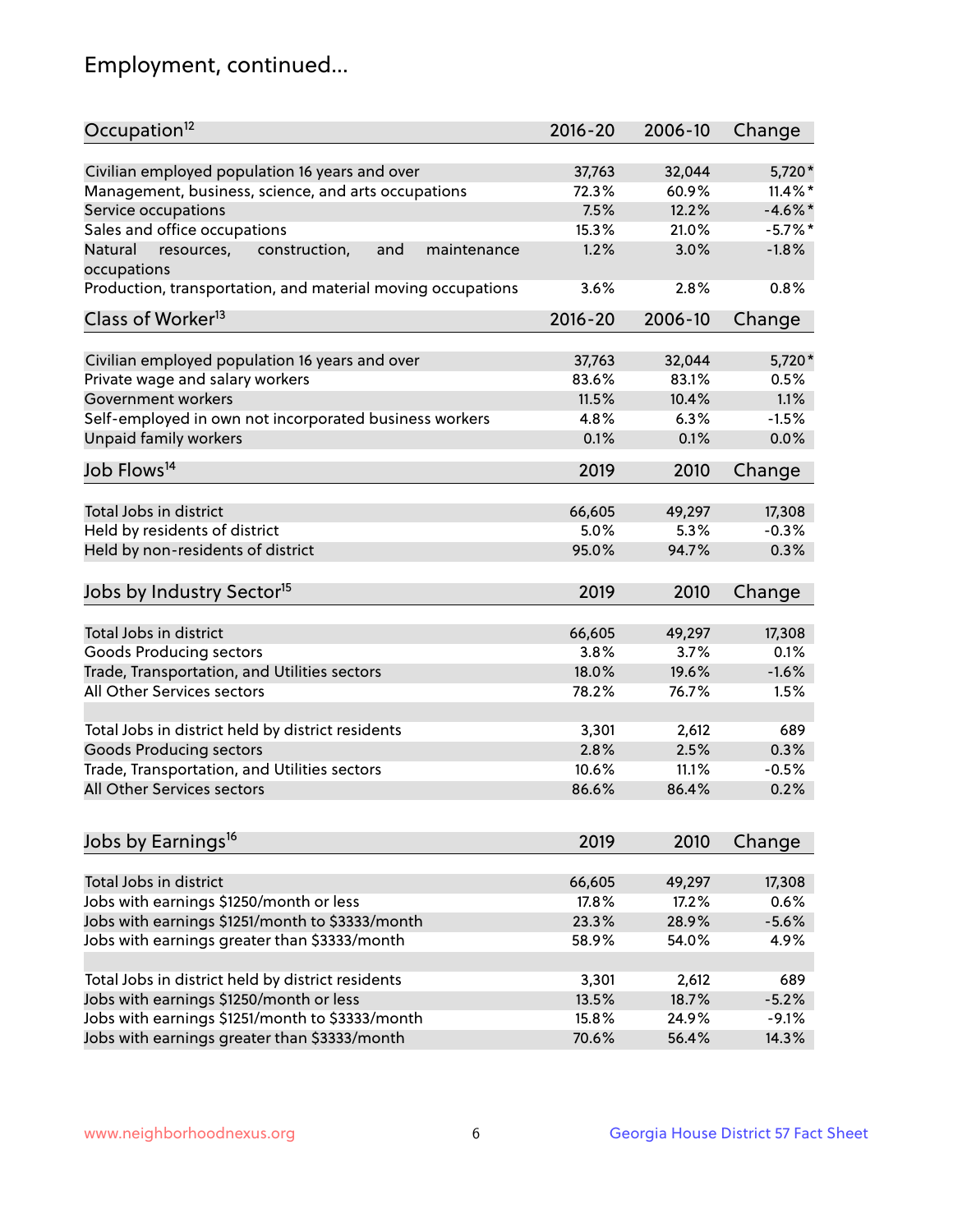# Employment, continued...

| Occupation[12] | 2016-20 | 2006-10 | Change |
|---|---|---|---|
| Civilian employed population 16 years and over | 37,763 | 32,044 | 5,720* |
| Management, business, science, and arts occupations | 72.3% | 60.9% | 11.4%* |
| Service occupations | 7.5% | 12.2% | -4.6%* |
| Sales and office occupations | 15.3% | 21.0% | -5.7%* |
| Natural resources, construction, and maintenance occupations | 1.2% | 3.0% | -1.8% |
| Production, transportation, and material moving occupations | 3.6% | 2.8% | 0.8% |

| Class of Worker[13] | 2016-20 | 2006-10 | Change |
|---|---|---|---|
| Civilian employed population 16 years and over | 37,763 | 32,044 | 5,720* |
| Private wage and salary workers | 83.6% | 83.1% | 0.5% |
| Government workers | 11.5% | 10.4% | 1.1% |
| Self-employed in own not incorporated business workers | 4.8% | 6.3% | -1.5% |
| Unpaid family workers | 0.1% | 0.1% | 0.0% |

| Job Flows[14] | 2019 | 2010 | Change |
|---|---|---|---|
| Total Jobs in district | 66,605 | 49,297 | 17,308 |
| Held by residents of district | 5.0% | 5.3% | -0.3% |
| Held by non-residents of district | 95.0% | 94.7% | 0.3% |

| Jobs by Industry Sector[15] | 2019 | 2010 | Change |
|---|---|---|---|
| Total Jobs in district | 66,605 | 49,297 | 17,308 |
| Goods Producing sectors | 3.8% | 3.7% | 0.1% |
| Trade, Transportation, and Utilities sectors | 18.0% | 19.6% | -1.6% |
| All Other Services sectors | 78.2% | 76.7% | 1.5% |
| | | | |
| Total Jobs in district held by district residents | 3,301 | 2,612 | 689 |
| Goods Producing sectors | 2.8% | 2.5% | 0.3% |
| Trade, Transportation, and Utilities sectors | 10.6% | 11.1% | -0.5% |
| All Other Services sectors | 86.6% | 86.4% | 0.2% |

| Jobs by Earnings[16] | 2019 | 2010 | Change |
|---|---|---|---|
| Total Jobs in district | 66,605 | 49,297 | 17,308 |
| Jobs with earnings $1250/month or less | 17.8% | 17.2% | 0.6% |
| Jobs with earnings $1251/month to $3333/month | 23.3% | 28.9% | -5.6% |
| Jobs with earnings greater than $3333/month | 58.9% | 54.0% | 4.9% |
| | | | |
| Total Jobs in district held by district residents | 3,301 | 2,612 | 689 |
| Jobs with earnings $1250/month or less | 13.5% | 18.7% | -5.2% |
| Jobs with earnings $1251/month to $3333/month | 15.8% | 24.9% | -9.1% |
| Jobs with earnings greater than $3333/month | 70.6% | 56.4% | 14.3% |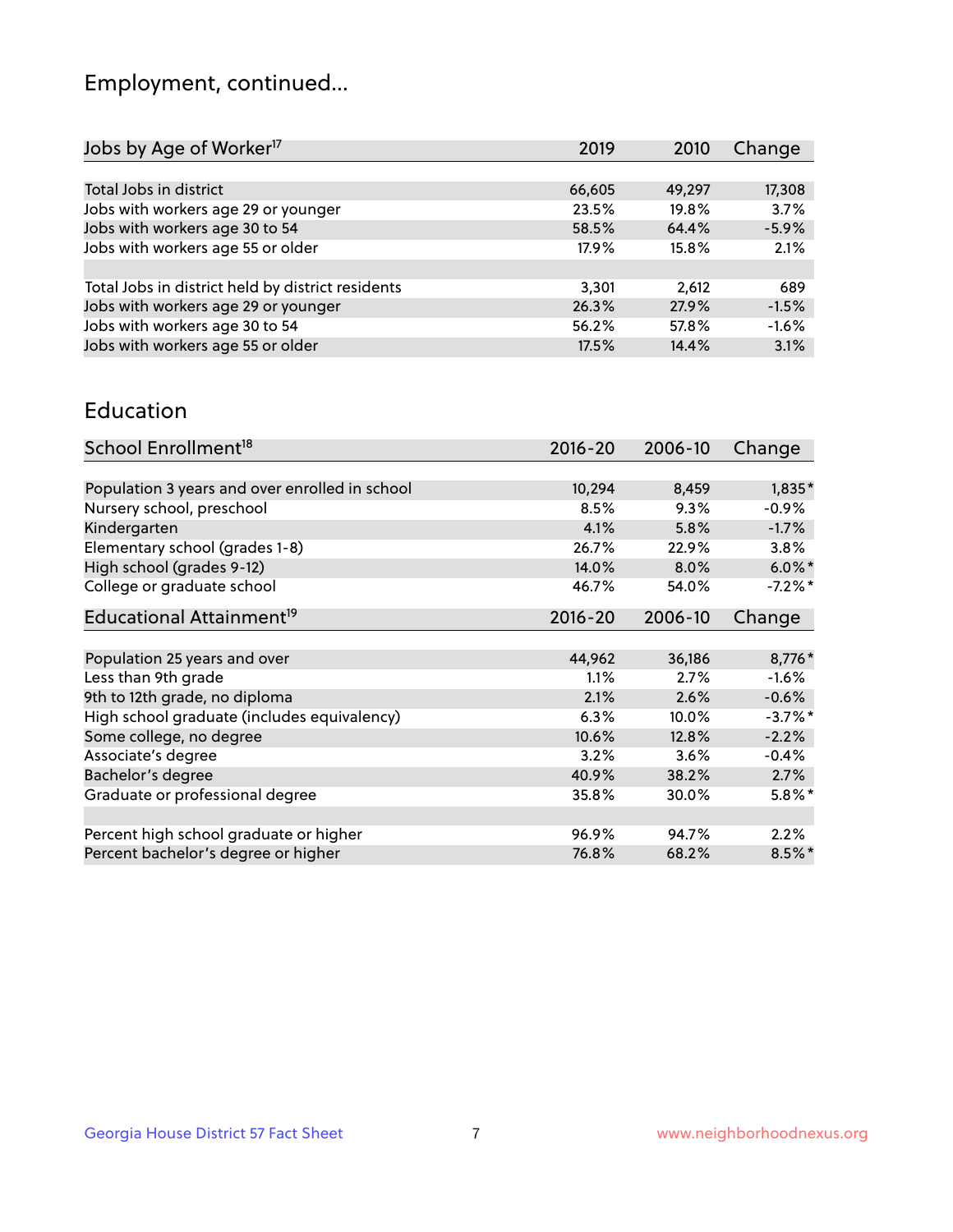## Employment, continued...

| Jobs by Age of Worker[17] | 2019 | 2010 | Change |
|---|---|---|---|
| Total Jobs in district | 66,605 | 49,297 | 17,308 |
| Jobs with workers age 29 or younger | 23.5% | 19.8% | 3.7% |
| Jobs with workers age 30 to 54 | 58.5% | 64.4% | -5.9% |
| Jobs with workers age 55 or older | 17.9% | 15.8% | 2.1% |
| | | | |
| Total Jobs in district held by district residents | 3,301 | 2,612 | 689 |
| Jobs with workers age 29 or younger | 26.3% | 27.9% | -1.5% |
| Jobs with workers age 30 to 54 | 56.2% | 57.8% | -1.6% |
| Jobs with workers age 55 or older | 17.5% | 14.4% | 3.1% |

## Education

| School Enrollment[18] | 2016-20 | 2006-10 | Change |
|---|---|---|---|
| Population 3 years and over enrolled in school | 10,294 | 8,459 | 1,835* |
| Nursery school, preschool | 8.5% | 9.3% | -0.9% |
| Kindergarten | 4.1% | 5.8% | -1.7% |
| Elementary school (grades 1-8) | 26.7% | 22.9% | 3.8% |
| High school (grades 9-12) | 14.0% | 8.0% | 6.0%* |
| College or graduate school | 46.7% | 54.0% | -7.2%* |

| Educational Attainment[19] | 2016-20 | 2006-10 | Change |
|---|---|---|---|
| Population 25 years and over | 44,962 | 36,186 | 8,776* |
| Less than 9th grade | 1.1% | 2.7% | -1.6% |
| 9th to 12th grade, no diploma | 2.1% | 2.6% | -0.6% |
| High school graduate (includes equivalency) | 6.3% | 10.0% | -3.7%* |
| Some college, no degree | 10.6% | 12.8% | -2.2% |
| Associate's degree | 3.2% | 3.6% | -0.4% |
| Bachelor's degree | 40.9% | 38.2% | 2.7% |
| Graduate or professional degree | 35.8% | 30.0% | 5.8%* |
| | | | |
| Percent high school graduate or higher | 96.9% | 94.7% | 2.2% |
| Percent bachelor's degree or higher | 76.8% | 68.2% | 8.5%* |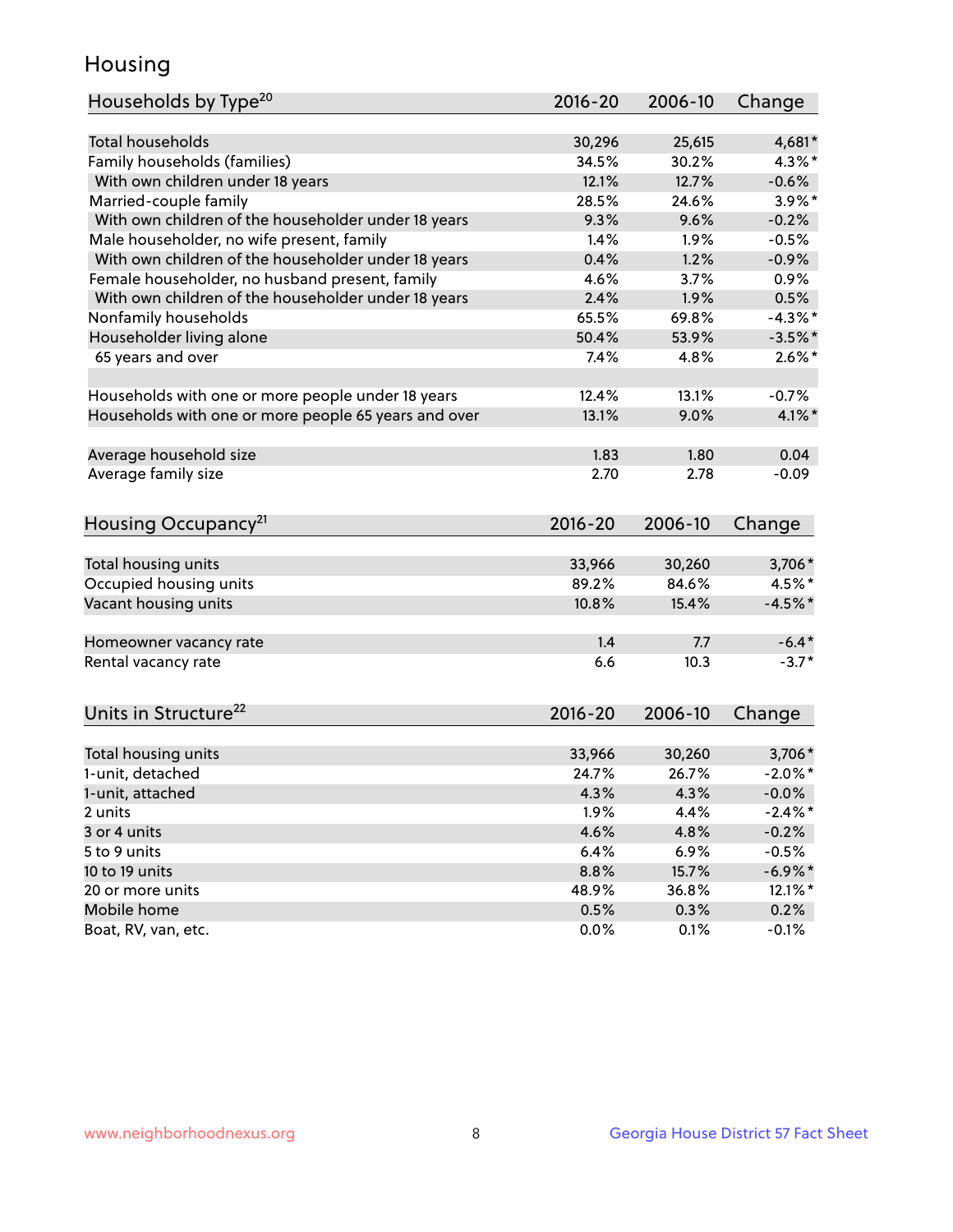## Housing

| Households by Type[20] | 2016-20 | 2006-10 | Change |
|---|---|---|---|
| Total households | 30,296 | 25,615 | 4,681* |
| Family households (families) | 34.5% | 30.2% | 4.3%* |
| With own children under 18 years | 12.1% | 12.7% | -0.6% |
| Married-couple family | 28.5% | 24.6% | 3.9%* |
| With own children of the householder under 18 years | 9.3% | 9.6% | -0.2% |
| Male householder, no wife present, family | 1.4% | 1.9% | -0.5% |
| With own children of the householder under 18 years | 0.4% | 1.2% | -0.9% |
| Female householder, no husband present, family | 4.6% | 3.7% | 0.9% |
| With own children of the householder under 18 years | 2.4% | 1.9% | 0.5% |
| Nonfamily households | 65.5% | 69.8% | -4.3%* |
| Householder living alone | 50.4% | 53.9% | -3.5%* |
| 65 years and over | 7.4% | 4.8% | 2.6%* |
| | | | |
| Households with one or more people under 18 years | 12.4% | 13.1% | -0.7% |
| Households with one or more people 65 years and over | 13.1% | 9.0% | 4.1%* |
| | | | |
| Average household size | 1.83 | 1.80 | 0.04 |
| Average family size | 2.70 | 2.78 | -0.09 |

| Housing Occupancy[21] | 2016-20 | 2006-10 | Change |
|---|---|---|---|
| Total housing units | 33,966 | 30,260 | 3,706* |
| Occupied housing units | 89.2% | 84.6% | 4.5%* |
| Vacant housing units | 10.8% | 15.4% | -4.5%* |
| | | | |
| Homeowner vacancy rate | 1.4 | 7.7 | -6.4* |
| Rental vacancy rate | 6.6 | 10.3 | -3.7* |

| Units in Structure[22] | 2016-20 | 2006-10 | Change |
|---|---|---|---|
| Total housing units | 33,966 | 30,260 | 3,706* |
| 1-unit, detached | 24.7% | 26.7% | -2.0%* |
| 1-unit, attached | 4.3% | 4.3% | -0.0% |
| 2 units | 1.9% | 4.4% | -2.4%* |
| 3 or 4 units | 4.6% | 4.8% | -0.2% |
| 5 to 9 units | 6.4% | 6.9% | -0.5% |
| 10 to 19 units | 8.8% | 15.7% | -6.9%* |
| 20 or more units | 48.9% | 36.8% | 12.1%* |
| Mobile home | 0.5% | 0.3% | 0.2% |
| Boat, RV, van, etc. | 0.0% | 0.1% | -0.1% |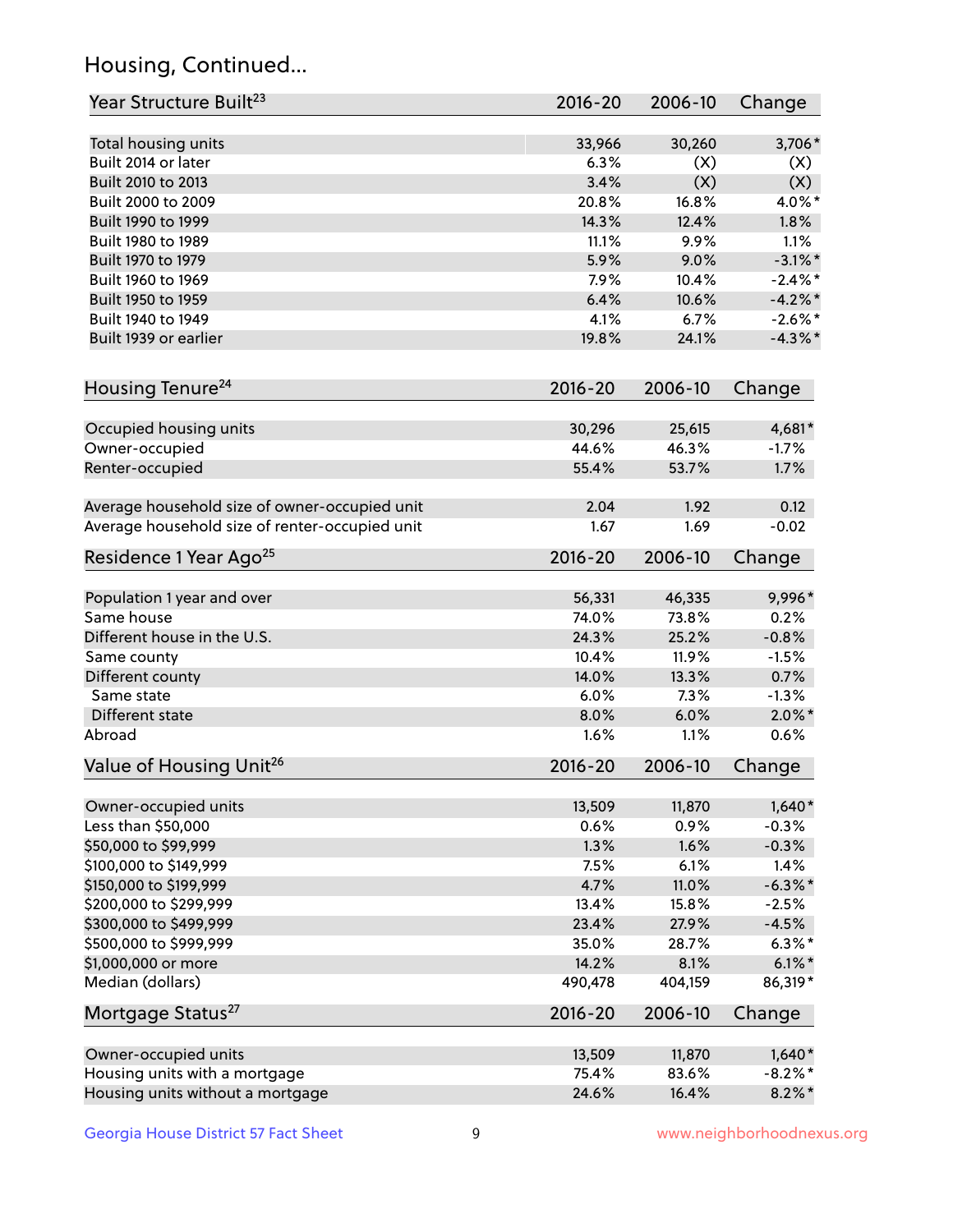## Housing, Continued...

| Year Structure Built[23] | 2016-20 | 2006-10 | Change |
|---|---|---|---|
| Total housing units | 33,966 | 30,260 | 3,706* |
| Built 2014 or later | 6.3% | (X) | (X) |
| Built 2010 to 2013 | 3.4% | (X) | (X) |
| Built 2000 to 2009 | 20.8% | 16.8% | 4.0%* |
| Built 1990 to 1999 | 14.3% | 12.4% | 1.8% |
| Built 1980 to 1989 | 11.1% | 9.9% | 1.1% |
| Built 1970 to 1979 | 5.9% | 9.0% | -3.1%* |
| Built 1960 to 1969 | 7.9% | 10.4% | -2.4%* |
| Built 1950 to 1959 | 6.4% | 10.6% | -4.2%* |
| Built 1940 to 1949 | 4.1% | 6.7% | -2.6%* |
| Built 1939 or earlier | 19.8% | 24.1% | -4.3%* |

| Housing Tenure[24] | 2016-20 | 2006-10 | Change |
|---|---|---|---|
| Occupied housing units | 30,296 | 25,615 | 4,681* |
| Owner-occupied | 44.6% | 46.3% | -1.7% |
| Renter-occupied | 55.4% | 53.7% | 1.7% |
| Average household size of owner-occupied unit | 2.04 | 1.92 | 0.12 |
| Average household size of renter-occupied unit | 1.67 | 1.69 | -0.02 |

| Residence 1 Year Ago[25] | 2016-20 | 2006-10 | Change |
|---|---|---|---|
| Population 1 year and over | 56,331 | 46,335 | 9,996* |
| Same house | 74.0% | 73.8% | 0.2% |
| Different house in the U.S. | 24.3% | 25.2% | -0.8% |
| Same county | 10.4% | 11.9% | -1.5% |
| Different county | 14.0% | 13.3% | 0.7% |
| Same state | 6.0% | 7.3% | -1.3% |
| Different state | 8.0% | 6.0% | 2.0%* |
| Abroad | 1.6% | 1.1% | 0.6% |

| Value of Housing Unit[26] | 2016-20 | 2006-10 | Change |
|---|---|---|---|
| Owner-occupied units | 13,509 | 11,870 | 1,640* |
| Less than $50,000 | 0.6% | 0.9% | -0.3% |
| $50,000 to $99,999 | 1.3% | 1.6% | -0.3% |
| $100,000 to $149,999 | 7.5% | 6.1% | 1.4% |
| $150,000 to $199,999 | 4.7% | 11.0% | -6.3%* |
| $200,000 to $299,999 | 13.4% | 15.8% | -2.5% |
| $300,000 to $499,999 | 23.4% | 27.9% | -4.5% |
| $500,000 to $999,999 | 35.0% | 28.7% | 6.3%* |
| $1,000,000 or more | 14.2% | 8.1% | 6.1%* |
| Median (dollars) | 490,478 | 404,159 | 86,319* |

| Mortgage Status[27] | 2016-20 | 2006-10 | Change |
|---|---|---|---|
| Owner-occupied units | 13,509 | 11,870 | 1,640* |
| Housing units with a mortgage | 75.4% | 83.6% | -8.2%* |
| Housing units without a mortgage | 24.6% | 16.4% | 8.2%* |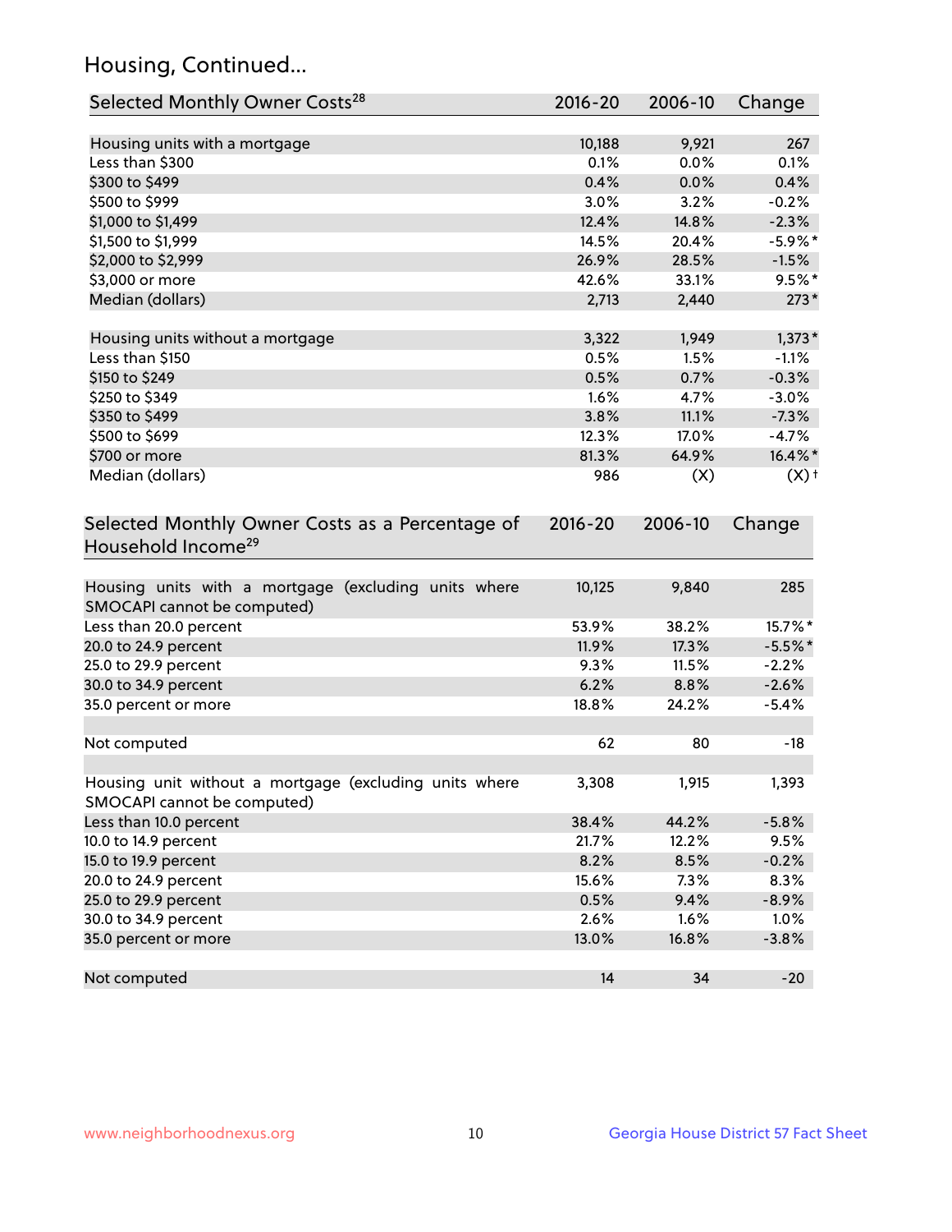## Housing, Continued...

| Selected Monthly Owner Costs[28] | 2016-20 | 2006-10 | Change |
|---|---|---|---|
| Housing units with a mortgage | 10,188 | 9,921 | 267 |
| Less than $300 | 0.1% | 0.0% | 0.1% |
| $300 to $499 | 0.4% | 0.0% | 0.4% |
| $500 to $999 | 3.0% | 3.2% | -0.2% |
| $1,000 to $1,499 | 12.4% | 14.8% | -2.3% |
| $1,500 to $1,999 | 14.5% | 20.4% | -5.9%* |
| $2,000 to $2,999 | 26.9% | 28.5% | -1.5% |
| $3,000 or more | 42.6% | 33.1% | 9.5%* |
| Median (dollars) | 2,713 | 2,440 | 273* |
| | | | |
| Housing units without a mortgage | 3,322 | 1,949 | 1,373* |
| Less than $150 | 0.5% | 1.5% | -1.1% |
| $150 to $249 | 0.5% | 0.7% | -0.3% |
| $250 to $349 | 1.6% | 4.7% | -3.0% |
| $350 to $499 | 3.8% | 11.1% | -7.3% |
| $500 to $699 | 12.3% | 17.0% | -4.7% |
| $700 or more | 81.3% | 64.9% | 16.4%* |
| Median (dollars) | 986 | (X) | (X)† |

| Selected Monthly Owner Costs as a Percentage of Household Income[29] | 2016-20 | 2006-10 | Change |
|---|---|---|---|
| Housing units with a mortgage (excluding units where SMOCAPI cannot be computed) | 10,125 | 9,840 | 285 |
| Less than 20.0 percent | 53.9% | 38.2% | 15.7%* |
| 20.0 to 24.9 percent | 11.9% | 17.3% | -5.5%* |
| 25.0 to 29.9 percent | 9.3% | 11.5% | -2.2% |
| 30.0 to 34.9 percent | 6.2% | 8.8% | -2.6% |
| 35.0 percent or more | 18.8% | 24.2% | -5.4% |
| | | | |
| Not computed | 62 | 80 | -18 |
| | | | |
| Housing unit without a mortgage (excluding units where SMOCAPI cannot be computed) | 3,308 | 1,915 | 1,393 |
| Less than 10.0 percent | 38.4% | 44.2% | -5.8% |
| 10.0 to 14.9 percent | 21.7% | 12.2% | 9.5% |
| 15.0 to 19.9 percent | 8.2% | 8.5% | -0.2% |
| 20.0 to 24.9 percent | 15.6% | 7.3% | 8.3% |
| 25.0 to 29.9 percent | 0.5% | 9.4% | -8.9% |
| 30.0 to 34.9 percent | 2.6% | 1.6% | 1.0% |
| 35.0 percent or more | 13.0% | 16.8% | -3.8% |
| | | | |
| Not computed | 14 | 34 | -20 |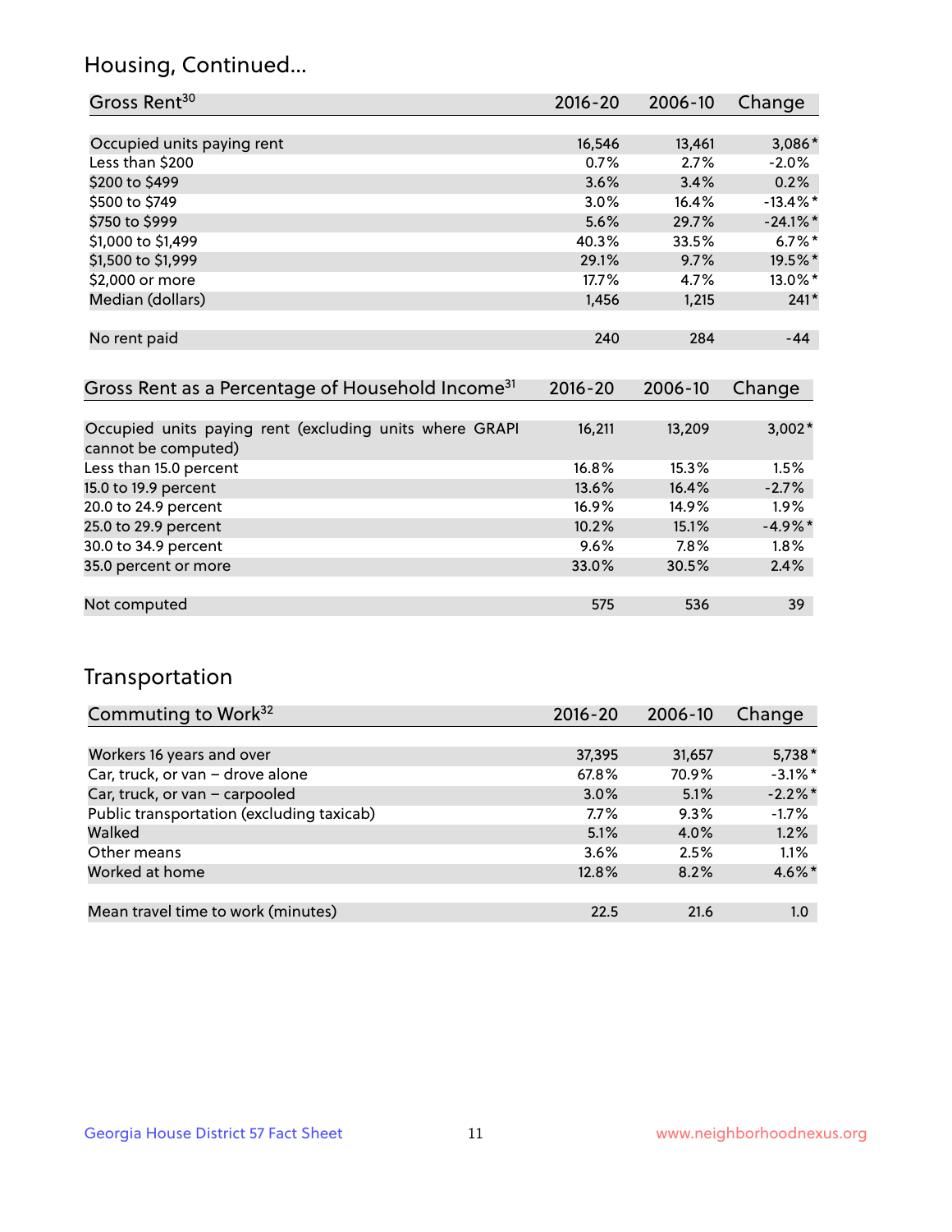## Housing, Continued...

| Gross Rent[30] | 2016-20 | 2006-10 | Change |
|---|---|---|---|
| Occupied units paying rent | 16,546 | 13,461 | 3,086* |
| Less than $200 | 0.7% | 2.7% | -2.0% |
| $200 to $499 | 3.6% | 3.4% | 0.2% |
| $500 to $749 | 3.0% | 16.4% | -13.4%* |
| $750 to $999 | 5.6% | 29.7% | -24.1%* |
| $1,000 to $1,499 | 40.3% | 33.5% | 6.7%* |
| $1,500 to $1,999 | 29.1% | 9.7% | 19.5%* |
| $2,000 or more | 17.7% | 4.7% | 13.0%* |
| Median (dollars) | 1,456 | 1,215 | 241* |
| No rent paid | 240 | 284 | -44 |

| Gross Rent as a Percentage of Household Income[31] | 2016-20 | 2006-10 | Change |
|---|---|---|---|
| Occupied units paying rent (excluding units where GRAPI cannot be computed) | 16,211 | 13,209 | 3,002* |
| Less than 15.0 percent | 16.8% | 15.3% | 1.5% |
| 15.0 to 19.9 percent | 13.6% | 16.4% | -2.7% |
| 20.0 to 24.9 percent | 16.9% | 14.9% | 1.9% |
| 25.0 to 29.9 percent | 10.2% | 15.1% | -4.9%* |
| 30.0 to 34.9 percent | 9.6% | 7.8% | 1.8% |
| 35.0 percent or more | 33.0% | 30.5% | 2.4% |
| Not computed | 575 | 536 | 39 |

## Transportation

| Commuting to Work[32] | 2016-20 | 2006-10 | Change |
|---|---|---|---|
| Workers 16 years and over | 37,395 | 31,657 | 5,738* |
| Car, truck, or van – drove alone | 67.8% | 70.9% | -3.1%* |
| Car, truck, or van – carpooled | 3.0% | 5.1% | -2.2%* |
| Public transportation (excluding taxicab) | 7.7% | 9.3% | -1.7% |
| Walked | 5.1% | 4.0% | 1.2% |
| Other means | 3.6% | 2.5% | 1.1% |
| Worked at home | 12.8% | 8.2% | 4.6%* |
| Mean travel time to work (minutes) | 22.5 | 21.6 | 1.0 |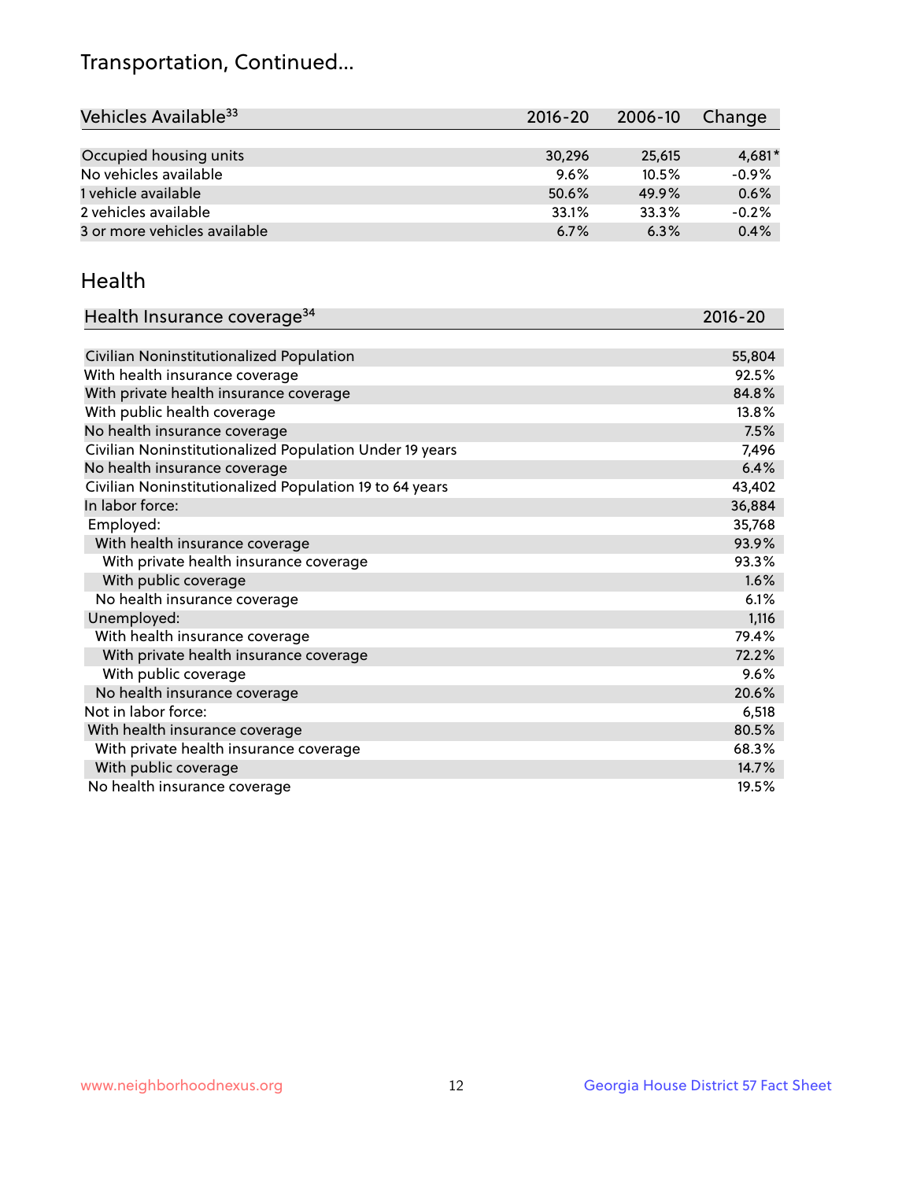# Transportation, Continued...

| Vehicles Available[33] | 2016-20 | 2006-10 | Change |
|---|---|---|---|
| Occupied housing units | 30,296 | 25,615 | 4,681* |
| No vehicles available | 9.6% | 10.5% | -0.9% |
| 1 vehicle available | 50.6% | 49.9% | 0.6% |
| 2 vehicles available | 33.1% | 33.3% | -0.2% |
| 3 or more vehicles available | 6.7% | 6.3% | 0.4% |

## Health

| Health Insurance coverage[34] | 2016-20 |
|---|---|
| Civilian Noninstitutionalized Population | 55,804 |
| With health insurance coverage | 92.5% |
| With private health insurance coverage | 84.8% |
| With public health coverage | 13.8% |
| No health insurance coverage | 7.5% |
| Civilian Noninstitutionalized Population Under 19 years | 7,496 |
| No health insurance coverage | 6.4% |
| Civilian Noninstitutionalized Population 19 to 64 years | 43,402 |
| In labor force: | 36,884 |
| Employed: | 35,768 |
| With health insurance coverage | 93.9% |
| With private health insurance coverage | 93.3% |
| With public coverage | 1.6% |
| No health insurance coverage | 6.1% |
| Unemployed: | 1,116 |
| With health insurance coverage | 79.4% |
| With private health insurance coverage | 72.2% |
| With public coverage | 9.6% |
| No health insurance coverage | 20.6% |
| Not in labor force: | 6,518 |
| With health insurance coverage | 80.5% |
| With private health insurance coverage | 68.3% |
| With public coverage | 14.7% |
| No health insurance coverage | 19.5% |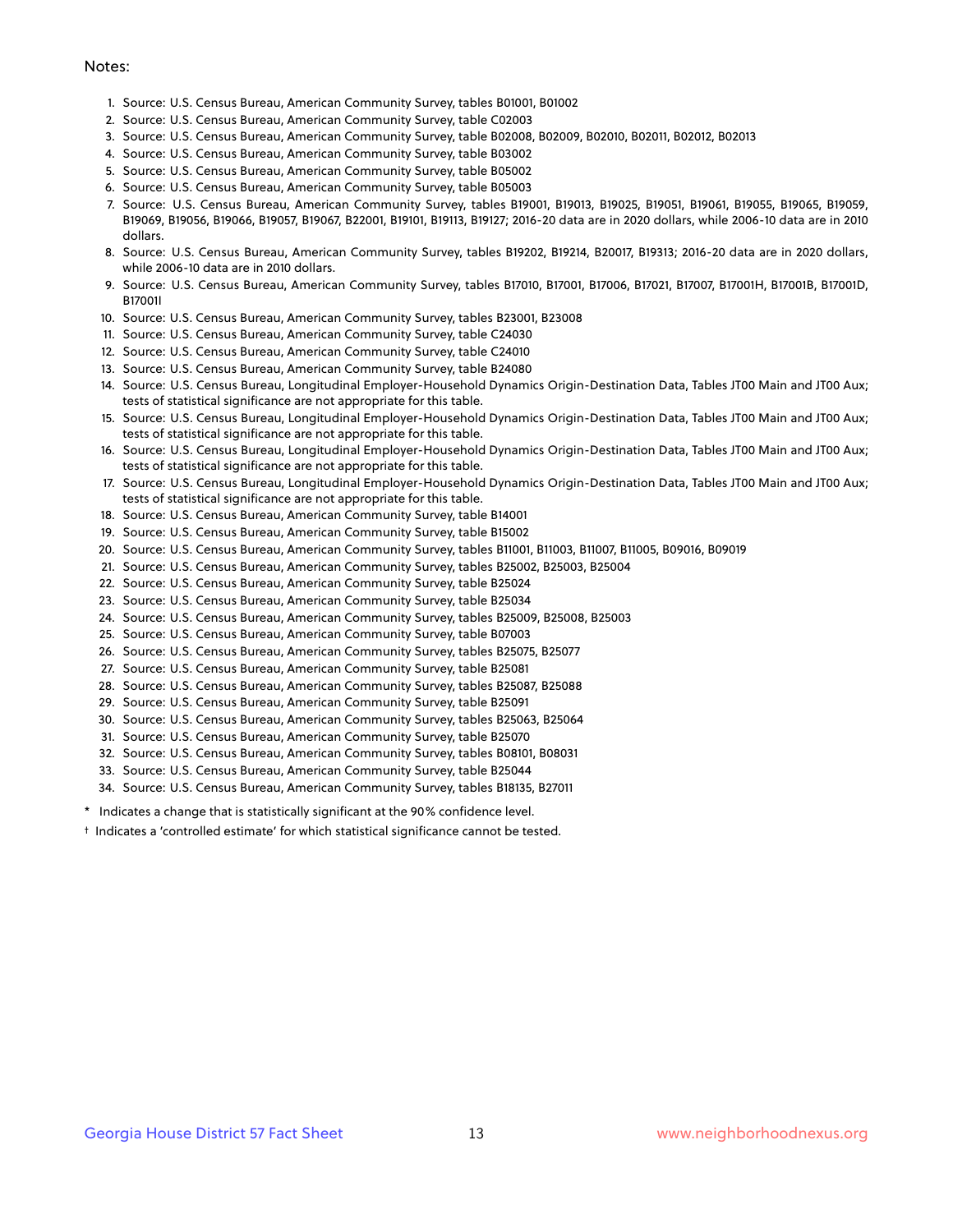Notes:

1. Source: U.S. Census Bureau, American Community Survey, tables B01001, B01002
2. Source: U.S. Census Bureau, American Community Survey, table C02003
3. Source: U.S. Census Bureau, American Community Survey, table B02008, B02009, B02010, B02011, B02012, B02013
4. Source: U.S. Census Bureau, American Community Survey, table B03002
5. Source: U.S. Census Bureau, American Community Survey, table B05002
6. Source: U.S. Census Bureau, American Community Survey, table B05003
7. Source: U.S. Census Bureau, American Community Survey, tables B19001, B19013, B19025, B19051, B19061, B19055, B19065, B19059, B19069, B19056, B19066, B19057, B19067, B22001, B19101, B19113, B19127; 2016-20 data are in 2020 dollars, while 2006-10 data are in 2010 dollars.
8. Source: U.S. Census Bureau, American Community Survey, tables B19202, B19214, B20017, B19313; 2016-20 data are in 2020 dollars, while 2006-10 data are in 2010 dollars.
9. Source: U.S. Census Bureau, American Community Survey, tables B17010, B17001, B17006, B17021, B17007, B17001H, B17001B, B17001D, B17001I
10. Source: U.S. Census Bureau, American Community Survey, tables B23001, B23008
11. Source: U.S. Census Bureau, American Community Survey, table C24030
12. Source: U.S. Census Bureau, American Community Survey, table C24010
13. Source: U.S. Census Bureau, American Community Survey, table B24080
14. Source: U.S. Census Bureau, Longitudinal Employer-Household Dynamics Origin-Destination Data, Tables JT00 Main and JT00 Aux; tests of statistical significance are not appropriate for this table.
15. Source: U.S. Census Bureau, Longitudinal Employer-Household Dynamics Origin-Destination Data, Tables JT00 Main and JT00 Aux; tests of statistical significance are not appropriate for this table.
16. Source: U.S. Census Bureau, Longitudinal Employer-Household Dynamics Origin-Destination Data, Tables JT00 Main and JT00 Aux; tests of statistical significance are not appropriate for this table.
17. Source: U.S. Census Bureau, Longitudinal Employer-Household Dynamics Origin-Destination Data, Tables JT00 Main and JT00 Aux; tests of statistical significance are not appropriate for this table.
18. Source: U.S. Census Bureau, American Community Survey, table B14001
19. Source: U.S. Census Bureau, American Community Survey, table B15002
20. Source: U.S. Census Bureau, American Community Survey, tables B11001, B11003, B11007, B11005, B09016, B09019
21. Source: U.S. Census Bureau, American Community Survey, tables B25002, B25003, B25004
22. Source: U.S. Census Bureau, American Community Survey, table B25024
23. Source: U.S. Census Bureau, American Community Survey, table B25034
24. Source: U.S. Census Bureau, American Community Survey, tables B25009, B25008, B25003
25. Source: U.S. Census Bureau, American Community Survey, table B07003
26. Source: U.S. Census Bureau, American Community Survey, tables B25075, B25077
27. Source: U.S. Census Bureau, American Community Survey, table B25081
28. Source: U.S. Census Bureau, American Community Survey, tables B25087, B25088
29. Source: U.S. Census Bureau, American Community Survey, table B25091
30. Source: U.S. Census Bureau, American Community Survey, tables B25063, B25064
31. Source: U.S. Census Bureau, American Community Survey, table B25070
32. Source: U.S. Census Bureau, American Community Survey, tables B08101, B08031
33. Source: U.S. Census Bureau, American Community Survey, table B25044
34. Source: U.S. Census Bureau, American Community Survey, tables B18135, B27011

\* Indicates a change that is statistically significant at the 90% confidence level.

† Indicates a 'controlled estimate' for which statistical significance cannot be tested.